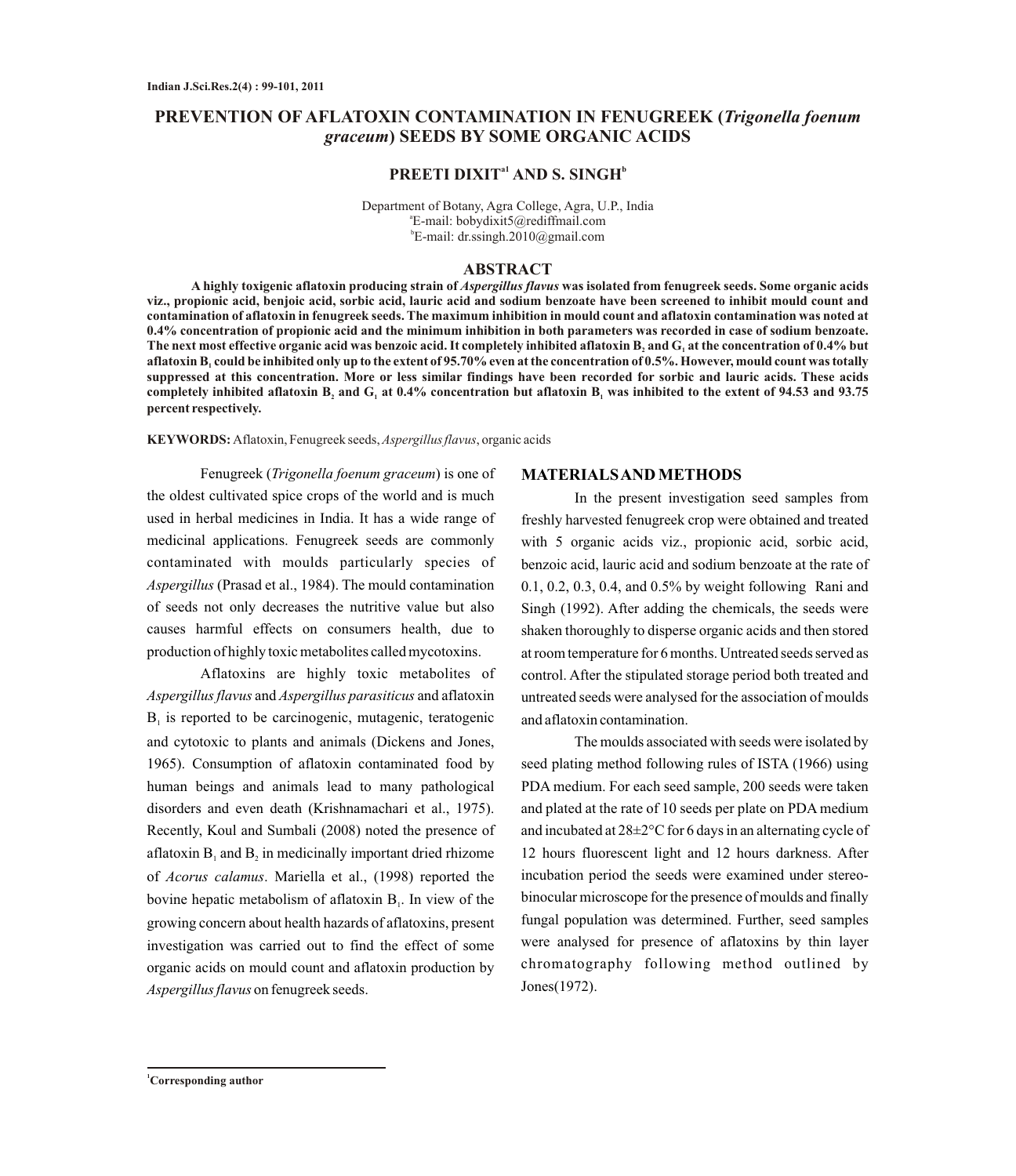# PREVENTION OF AFLATOXIN CONTAMINATION IN FENUGREEK (*Trigonella foenum graceum*) SEEDS BY SOME ORGANIC ACIDS

**PREETI DIXIT[a1] AND S. SINGH[b]**

Department of Botany, Agra College, Agra, U.P., India
[a]E-mail: bobydixit5@rediffmail.com
[b]E-mail: dr.ssingh.2010@gmail.com

## ABSTRACT

**A highly toxigenic aflatoxin producing strain of *Aspergillus flavus* was isolated from fenugreek seeds. Some organic acids viz., propionic acid, benjoic acid, sorbic acid, lauric acid and sodium benzoate have been screened to inhibit mould count and contamination of aflatoxin in fenugreek seeds. The maximum inhibition in mould count and aflatoxin contamination was noted at 0.4% concentration of propionic acid and the minimum inhibition in both parameters was recorded in case of sodium benzoate. The next most effective organic acid was benzoic acid. It completely inhibited aflatoxin $B_2$ and $G_1$ at the concentration of 0.4% but aflatoxin $B_1$ could be inhibited only up to the extent of 95.70% even at the concentration of 0.5%. However, mould count was totally suppressed at this concentration. More or less similar findings have been recorded for sorbic and lauric acids. These acids completely inhibited aflatoxin $B_2$ and $G_1$ at 0.4% concentration but aflatoxin $B_1$ was inhibited to the extent of 94.53 and 93.75 percent respectively.**

**KEYWORDS:** Aflatoxin, Fenugreek seeds, *Aspergillus flavus*, organic acids

Fenugreek (*Trigonella foenum graceum*) is one of the oldest cultivated spice crops of the world and is much used in herbal medicines in India. It has a wide range of medicinal applications. Fenugreek seeds are commonly contaminated with moulds particularly species of *Aspergillus* (Prasad et al., 1984). The mould contamination of seeds not only decreases the nutritive value but also causes harmful effects on consumers health, due to production of highly toxic metabolites called mycotoxins.

Aflatoxins are highly toxic metabolites of *Aspergillus flavus* and *Aspergillus parasiticus* and aflatoxin $B_1$ is reported to be carcinogenic, mutagenic, teratogenic and cytotoxic to plants and animals (Dickens and Jones, 1965). Consumption of aflatoxin contaminated food by human beings and animals lead to many pathological disorders and even death (Krishnamachari et al., 1975). Recently, Koul and Sumbali (2008) noted the presence of aflatoxin $B_1$ and $B_2$ in medicinally important dried rhizome of *Acorus calamus*. Mariella et al., (1998) reported the bovine hepatic metabolism of aflatoxin $B_1$. In view of the growing concern about health hazards of aflatoxins, present investigation was carried out to find the effect of some organic acids on mould count and aflatoxin production by *Aspergillus flavus* on fenugreek seeds.

## MATERIALS AND METHODS

In the present investigation seed samples from freshly harvested fenugreek crop were obtained and treated with 5 organic acids viz., propionic acid, sorbic acid, benzoic acid, lauric acid and sodium benzoate at the rate of 0.1, 0.2, 0.3, 0.4, and 0.5% by weight following Rani and Singh (1992). After adding the chemicals, the seeds were shaken thoroughly to disperse organic acids and then stored at room temperature for 6 months. Untreated seeds served as control. After the stipulated storage period both treated and untreated seeds were analysed for the association of moulds and aflatoxin contamination.

The moulds associated with seeds were isolated by seed plating method following rules of ISTA (1966) using PDA medium. For each seed sample, 200 seeds were taken and plated at the rate of 10 seeds per plate on PDA medium and incubated at 28±2°C for 6 days in an alternating cycle of 12 hours fluorescent light and 12 hours darkness. After incubation period the seeds were examined under stereo-binocular microscope for the presence of moulds and finally fungal population was determined. Further, seed samples were analysed for presence of aflatoxins by thin layer chromatography following method outlined by Jones(1972).

[1]Corresponding author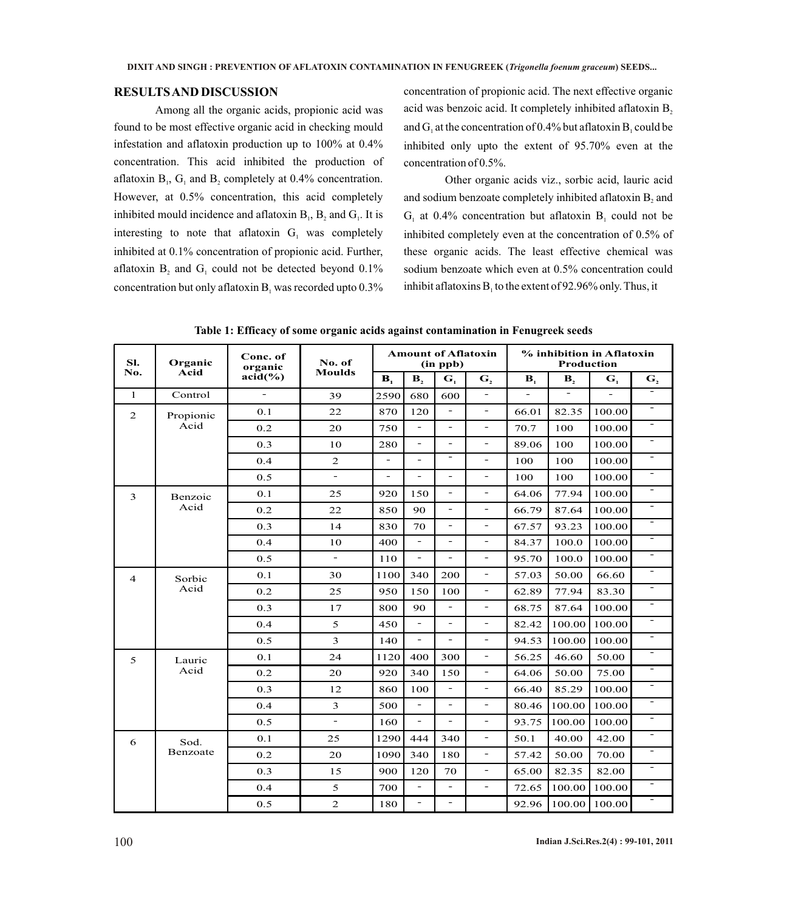## RESULTS AND DISCUSSION

Among all the organic acids, propionic acid was found to be most effective organic acid in checking mould infestation and aflatoxin production up to 100% at 0.4% concentration. This acid inhibited the production of aflatoxin $B_1$, $G_1$ and $B_2$ completely at 0.4% concentration. However, at 0.5% concentration, this acid completely inhibited mould incidence and aflatoxin $B_1$, $B_2$ and $G_1$. It is interesting to note that aflatoxin $G_1$ was completely inhibited at 0.1% concentration of propionic acid. Further, aflatoxin $B_2$ and $G_1$ could not be detected beyond 0.1% concentration but only aflatoxin $B_1$ was recorded upto 0.3% concentration of propionic acid. The next effective organic acid was benzoic acid. It completely inhibited aflatoxin $B_2$ and $G_1$ at the concentration of 0.4% but aflatoxin $B_1$ could be inhibited only upto the extent of 95.70% even at the concentration of 0.5%.

Other organic acids viz., sorbic acid, lauric acid and sodium benzoate completely inhibited aflatoxin $B_2$ and $G_1$ at 0.4% concentration but aflatoxin $B_1$ could not be inhibited completely even at the concentration of 0.5% of these organic acids. The least effective chemical was sodium benzoate which even at 0.5% concentration could inhibit aflatoxins $B_1$ to the extent of 92.96% only. Thus, it

**Table 1: Efficacy of some organic acids against contamination in Fenugreek seeds**

| Sl. No. | Organic Acid | Conc. of organic acid(%) | No. of Moulds | Amount of Aflatoxin (in ppb) | | | | % inhibition in Aflatoxin Production | | | |
|---|---|---|---|---|---|---|---|---|---|---|---|
| | | | | $B_1$ | $B_2$ | $G_1$ | $G_2$ | $B_1$ | $B_2$ | $G_1$ | $G_2$ |
| 1 | Control | - | 39 | 2590 | 680 | 600 | - | - | - | - | - |
| 2 | Propionic Acid | 0.1 | 22 | 870 | 120 | - | - | 66.01 | 82.35 | 100.00 | - |
| | | 0.2 | 20 | 750 | - | - | - | 70.7 | 100 | 100.00 | - |
| | | 0.3 | 10 | 280 | - | - | - | 89.06 | 100 | 100.00 | - |
| | | 0.4 | 2 | - | - | - | - | 100 | 100 | 100.00 | - |
| | | 0.5 | - | - | - | - | - | 100 | 100 | 100.00 | - |
| 3 | Benzoic Acid | 0.1 | 25 | 920 | 150 | - | - | 64.06 | 77.94 | 100.00 | - |
| | | 0.2 | 22 | 850 | 90 | - | - | 66.79 | 87.64 | 100.00 | - |
| | | 0.3 | 14 | 830 | 70 | - | - | 67.57 | 93.23 | 100.00 | - |
| | | 0.4 | 10 | 400 | - | - | - | 84.37 | 100.0 | 100.00 | - |
| | | 0.5 | - | 110 | - | - | - | 95.70 | 100.0 | 100.00 | - |
| 4 | Sorbic Acid | 0.1 | 30 | 1100 | 340 | 200 | - | 57.03 | 50.00 | 66.60 | - |
| | | 0.2 | 25 | 950 | 150 | 100 | - | 62.89 | 77.94 | 83.30 | - |
| | | 0.3 | 17 | 800 | 90 | - | - | 68.75 | 87.64 | 100.00 | - |
| | | 0.4 | 5 | 450 | - | - | - | 82.42 | 100.00 | 100.00 | - |
| | | 0.5 | 3 | 140 | - | - | - | 94.53 | 100.00 | 100.00 | - |
| 5 | Lauric Acid | 0.1 | 24 | 1120 | 400 | 300 | - | 56.25 | 46.60 | 50.00 | - |
| | | 0.2 | 20 | 920 | 340 | 150 | - | 64.06 | 50.00 | 75.00 | - |
| | | 0.3 | 12 | 860 | 100 | - | - | 66.40 | 85.29 | 100.00 | - |
| | | 0.4 | 3 | 500 | - | - | - | 80.46 | 100.00 | 100.00 | - |
| | | 0.5 | - | 160 | - | - | - | 93.75 | 100.00 | 100.00 | - |
| 6 | Sod. Benzoate | 0.1 | 25 | 1290 | 444 | 340 | - | 50.1 | 40.00 | 42.00 | - |
| | | 0.2 | 20 | 1090 | 340 | 180 | - | 57.42 | 50.00 | 70.00 | - |
| | | 0.3 | 15 | 900 | 120 | 70 | - | 65.00 | 82.35 | 82.00 | - |
| | | 0.4 | 5 | 700 | - | - | - | 72.65 | 100.00 | 100.00 | - |
| | | 0.5 | 2 | 180 | - | - | | 92.96 | 100.00 | 100.00 | - |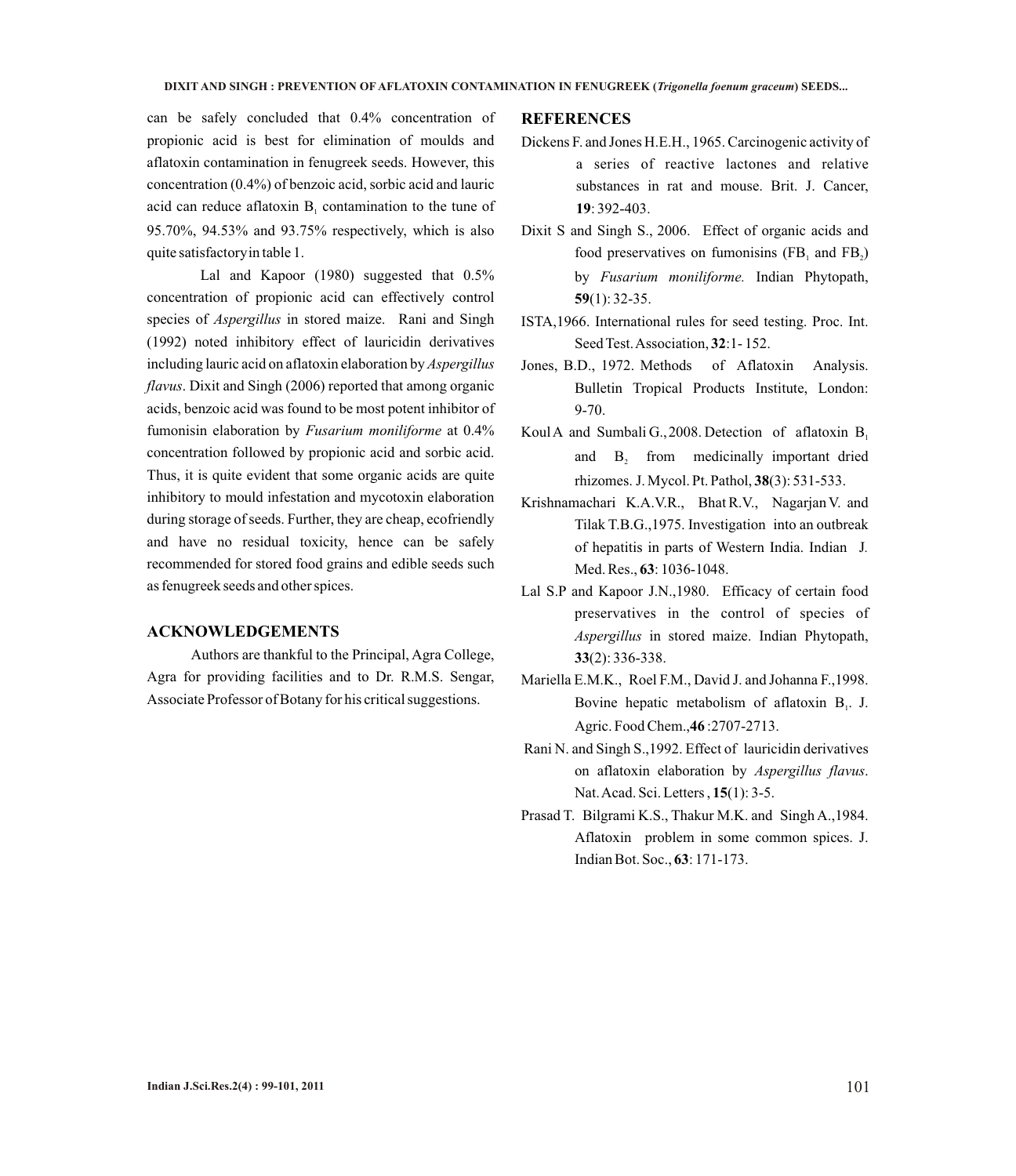can be safely concluded that 0.4% concentration of propionic acid is best for elimination of moulds and aflatoxin contamination in fenugreek seeds. However, this concentration (0.4%) of benzoic acid, sorbic acid and lauric acid can reduce aflatoxin $B_1$ contamination to the tune of 95.70%, 94.53% and 93.75% respectively, which is also quite satisfactory in table 1.

Lal and Kapoor (1980) suggested that 0.5% concentration of propionic acid can effectively control species of *Aspergillus* in stored maize. Rani and Singh (1992) noted inhibitory effect of lauricidin derivatives including lauric acid on aflatoxin elaboration by *Aspergillus flavus*. Dixit and Singh (2006) reported that among organic acids, benzoic acid was found to be most potent inhibitor of fumonisin elaboration by *Fusarium moniliforme* at 0.4% concentration followed by propionic acid and sorbic acid. Thus, it is quite evident that some organic acids are quite inhibitory to mould infestation and mycotoxin elaboration during storage of seeds. Further, they are cheap, ecofriendly and have no residual toxicity, hence can be safely recommended for stored food grains and edible seeds such as fenugreek seeds and other spices.

## ACKNOWLEDGEMENTS

Authors are thankful to the Principal, Agra College, Agra for providing facilities and to Dr. R.M.S. Sengar, Associate Professor of Botany for his critical suggestions.

## REFERENCES

Dickens F. and Jones H.E.H., 1965. Carcinogenic activity of a series of reactive lactones and relative substances in rat and mouse. Brit. J. Cancer, **19**: 392-403.

Dixit S and Singh S., 2006. Effect of organic acids and food preservatives on fumonisins ($FB_1$ and $FB_2$) by *Fusarium moniliforme.* Indian Phytopath, **59**(1): 32-35.

ISTA,1966. International rules for seed testing. Proc. Int. Seed Test. Association, **32**:1- 152.

Jones, B.D., 1972. Methods of Aflatoxin Analysis. Bulletin Tropical Products Institute, London: 9-70.

Koul A and Sumbali G., 2008. Detection of aflatoxin $B_1$ and $B_2$ from medicinally important dried rhizomes. J. Mycol. Pt. Pathol, **38**(3): 531-533.

Krishnamachari K.A.V.R., Bhat R.V., Nagarjan V. and Tilak T.B.G.,1975. Investigation into an outbreak of hepatitis in parts of Western India. Indian J. Med. Res., **63**: 1036-1048.

Lal S.P and Kapoor J.N.,1980. Efficacy of certain food preservatives in the control of species of *Aspergillus* in stored maize. Indian Phytopath, **33**(2): 336-338.

Mariella E.M.K., Roel F.M., David J. and Johanna F.,1998. Bovine hepatic metabolism of aflatoxin $B_1$. J. Agric. Food Chem.,**46** :2707-2713.

Rani N. and Singh S.,1992. Effect of lauricidin derivatives on aflatoxin elaboration by *Aspergillus flavus*. Nat. Acad. Sci. Letters , **15**(1): 3-5.

Prasad T. Bilgrami K.S., Thakur M.K. and Singh A.,1984. Aflatoxin problem in some common spices. J. Indian Bot. Soc., **63**: 171-173.